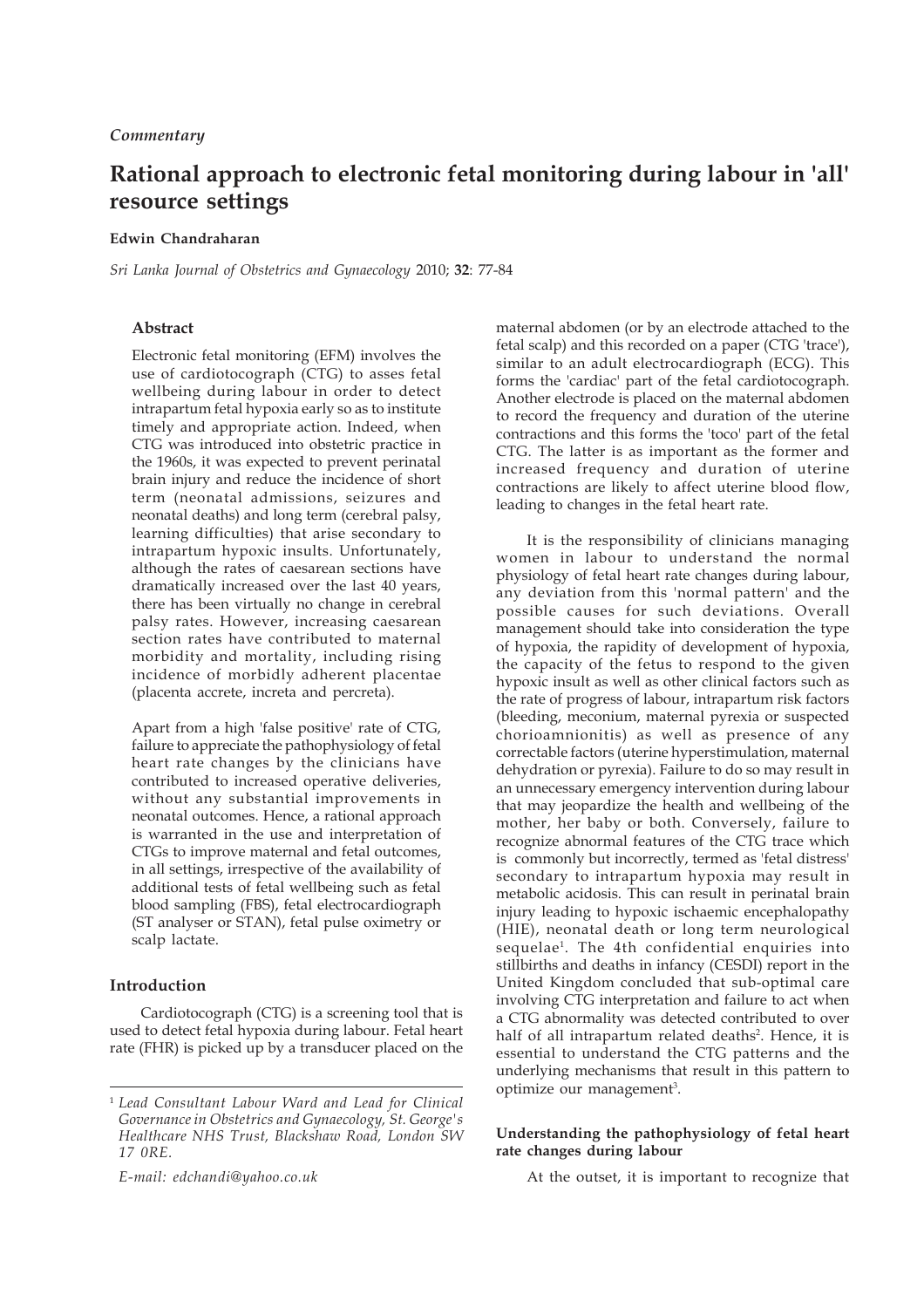*Commentary*

# Rational approach to electronic fetal monitoring during labour in 'all' resource settings

**Edwin Chandraharan**

*Sri Lanka Journal of Obstetrics and Gynaecology* 2010; **32**: 77-84

### Abstract

Electronic fetal monitoring (EFM) involves the use of cardiotocograph (CTG) to asses fetal wellbeing during labour in order to detect intrapartum fetal hypoxia early so as to institute timely and appropriate action. Indeed, when CTG was introduced into obstetric practice in the 1960s, it was expected to prevent perinatal brain injury and reduce the incidence of short term (neonatal admissions, seizures and neonatal deaths) and long term (cerebral palsy, learning difficulties) that arise secondary to intrapartum hypoxic insults. Unfortunately, although the rates of caesarean sections have dramatically increased over the last 40 years, there has been virtually no change in cerebral palsy rates. However, increasing caesarean section rates have contributed to maternal morbidity and mortality, including rising incidence of morbidly adherent placentae (placenta accrete, increta and percreta).

Apart from a high 'false positive' rate of CTG, failure to appreciate the pathophysiology of fetal heart rate changes by the clinicians have contributed to increased operative deliveries, without any substantial improvements in neonatal outcomes. Hence, a rational approach is warranted in the use and interpretation of CTGs to improve maternal and fetal outcomes, in all settings, irrespective of the availability of additional tests of fetal wellbeing such as fetal blood sampling (FBS), fetal electrocardiograph (ST analyser or STAN), fetal pulse oximetry or scalp lactate.

## Introduction

Cardiotocograph (CTG) is a screening tool that is used to detect fetal hypoxia during labour. Fetal heart rate (FHR) is picked up by a transducer placed on the maternal abdomen (or by an electrode attached to the fetal scalp) and this recorded on a paper (CTG 'trace'), similar to an adult electrocardiograph (ECG). This forms the 'cardiac' part of the fetal cardiotocograph. Another electrode is placed on the maternal abdomen to record the frequency and duration of the uterine contractions and this forms the 'toco' part of the fetal CTG. The latter is as important as the former and increased frequency and duration of uterine contractions are likely to affect uterine blood flow, leading to changes in the fetal heart rate.

It is the responsibility of clinicians managing women in labour to understand the normal physiology of fetal heart rate changes during labour, any deviation from this 'normal pattern' and the possible causes for such deviations. Overall management should take into consideration the type of hypoxia, the rapidity of development of hypoxia, the capacity of the fetus to respond to the given hypoxic insult as well as other clinical factors such as the rate of progress of labour, intrapartum risk factors (bleeding, meconium, maternal pyrexia or suspected chorioamnionitis) as well as presence of any correctable factors (uterine hyperstimulation, maternal dehydration or pyrexia). Failure to do so may result in an unnecessary emergency intervention during labour that may jeopardize the health and wellbeing of the mother, her baby or both. Conversely, failure to recognize abnormal features of the CTG trace which is commonly but incorrectly, termed as 'fetal distress' secondary to intrapartum hypoxia may result in metabolic acidosis. This can result in perinatal brain injury leading to hypoxic ischaemic encephalopathy (HIE), neonatal death or long term neurological sequelae[1]. The 4th confidential enquiries into stillbirths and deaths in infancy (CESDI) report in the United Kingdom concluded that sub-optimal care involving CTG interpretation and failure to act when a CTG abnormality was detected contributed to over half of all intrapartum related deaths[2]. Hence, it is essential to understand the CTG patterns and the underlying mechanisms that result in this pattern to optimize our management[3].

### Understanding the pathophysiology of fetal heart rate changes during labour

At the outset, it is important to recognize that

---

[1] *Lead Consultant Labour Ward and Lead for Clinical Governance in Obstetrics and Gynaecology, St. George's Healthcare NHS Trust, Blackshaw Road, London SW 17 0RE.*

*E-mail: edchandi@yahoo.co.uk*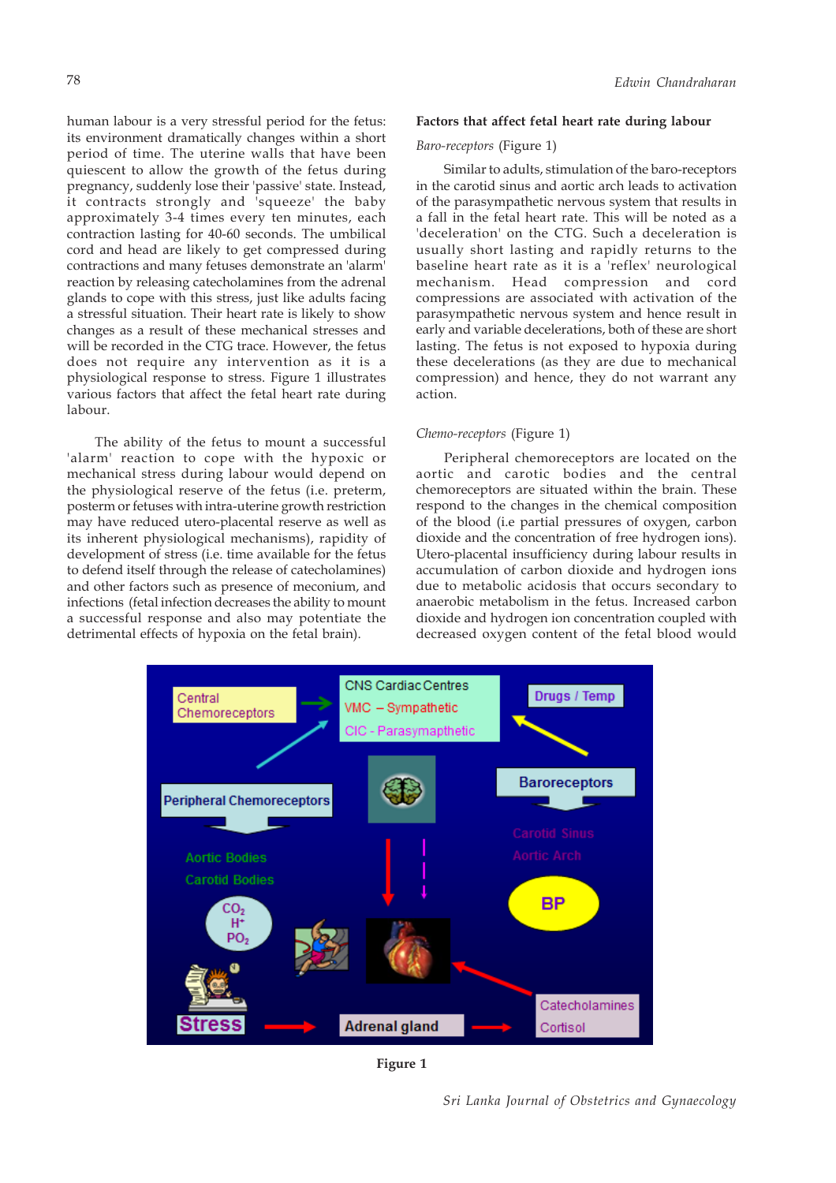human labour is a very stressful period for the fetus: its environment dramatically changes within a short period of time. The uterine walls that have been quiescent to allow the growth of the fetus during pregnancy, suddenly lose their 'passive' state. Instead, it contracts strongly and 'squeeze' the baby approximately 3-4 times every ten minutes, each contraction lasting for 40-60 seconds. The umbilical cord and head are likely to get compressed during contractions and many fetuses demonstrate an 'alarm' reaction by releasing catecholamines from the adrenal glands to cope with this stress, just like adults facing a stressful situation. Their heart rate is likely to show changes as a result of these mechanical stresses and will be recorded in the CTG trace. However, the fetus does not require any intervention as it is a physiological response to stress. Figure 1 illustrates various factors that affect the fetal heart rate during labour.

The ability of the fetus to mount a successful 'alarm' reaction to cope with the hypoxic or mechanical stress during labour would depend on the physiological reserve of the fetus (i.e. preterm, posterm or fetuses with intra-uterine growth restriction may have reduced utero-placental reserve as well as its inherent physiological mechanisms), rapidity of development of stress (i.e. time available for the fetus to defend itself through the release of catecholamines) and other factors such as presence of meconium, and infections (fetal infection decreases the ability to mount a successful response and also may potentiate the detrimental effects of hypoxia on the fetal brain).

### Factors that affect fetal heart rate during labour

*Baro-receptors* (Figure 1)

Similar to adults, stimulation of the baro-receptors in the carotid sinus and aortic arch leads to activation of the parasympathetic nervous system that results in a fall in the fetal heart rate. This will be noted as a 'deceleration' on the CTG. Such a deceleration is usually short lasting and rapidly returns to the baseline heart rate as it is a 'reflex' neurological mechanism. Head compression and cord compressions are associated with activation of the parasympathetic nervous system and hence result in early and variable decelerations, both of these are short lasting. The fetus is not exposed to hypoxia during these decelerations (as they are due to mechanical compression) and hence, they do not warrant any action.

*Chemo-receptors* (Figure 1)

Peripheral chemoreceptors are located on the aortic and carotic bodies and the central chemoreceptors are situated within the brain. These respond to the changes in the chemical composition of the blood (i.e partial pressures of oxygen, carbon dioxide and the concentration of free hydrogen ions). Utero-placental insufficiency during labour results in accumulation of carbon dioxide and hydrogen ions due to metabolic acidosis that occurs secondary to anaerobic metabolism in the fetus. Increased carbon dioxide and hydrogen ion concentration coupled with decreased oxygen content of the fetal blood would

Figure 1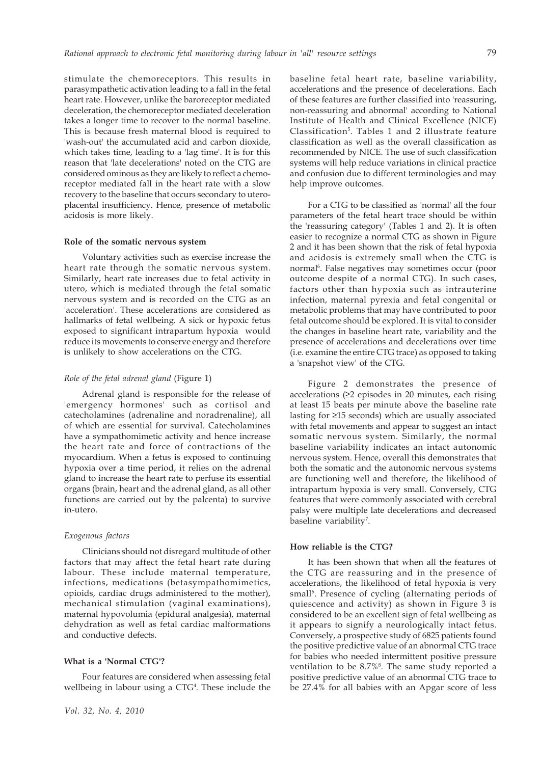stimulate the chemoreceptors. This results in parasympathetic activation leading to a fall in the fetal heart rate. However, unlike the baroreceptor mediated deceleration, the chemoreceptor mediated deceleration takes a longer time to recover to the normal baseline. This is because fresh maternal blood is required to 'wash-out' the accumulated acid and carbon dioxide, which takes time, leading to a 'lag time'. It is for this reason that 'late decelerations' noted on the CTG are considered ominous as they are likely to reflect a chemoreceptor mediated fall in the heart rate with a slow recovery to the baseline that occurs secondary to utero-placental insufficiency. Hence, presence of metabolic acidosis is more likely.

**Role of the somatic nervous system**

Voluntary activities such as exercise increase the heart rate through the somatic nervous system. Similarly, heart rate increases due to fetal activity in utero, which is mediated through the fetal somatic nervous system and is recorded on the CTG as an 'acceleration'. These accelerations are considered as hallmarks of fetal wellbeing. A sick or hypoxic fetus exposed to significant intrapartum hypoxia would reduce its movements to conserve energy and therefore is unlikely to show accelerations on the CTG.

*Role of the fetal adrenal gland* (Figure 1)

Adrenal gland is responsible for the release of 'emergency hormones' such as cortisol and catecholamines (adrenaline and noradrenaline), all of which are essential for survival. Catecholamines have a sympathomimetic activity and hence increase the heart rate and force of contractions of the myocardium. When a fetus is exposed to continuing hypoxia over a time period, it relies on the adrenal gland to increase the heart rate to perfuse its essential organs (brain, heart and the adrenal gland, as all other functions are carried out by the palcenta) to survive in-utero.

*Exogenous factors*

Clinicians should not disregard multitude of other factors that may affect the fetal heart rate during labour. These include maternal temperature, infections, medications (betasympathomimetics, opioids, cardiac drugs administered to the mother), mechanical stimulation (vaginal examinations), maternal hypovolumia (epidural analgesia), maternal dehydration as well as fetal cardiac malformations and conductive defects.

**What is a 'Normal CTG'?**

Four features are considered when assessing fetal wellbeing in labour using a CTG[4]. These include the baseline fetal heart rate, baseline variability, accelerations and the presence of decelerations. Each of these features are further classified into 'reassuring, non-reassuring and abnormal' according to National Institute of Health and Clinical Excellence (NICE) Classification[5]. Tables 1 and 2 illustrate feature classification as well as the overall classification as recommended by NICE. The use of such classification systems will help reduce variations in clinical practice and confusion due to different terminologies and may help improve outcomes.

For a CTG to be classified as 'normal' all the four parameters of the fetal heart trace should be within the 'reassuring category' (Tables 1 and 2). It is often easier to recognize a normal CTG as shown in Figure 2 and it has been shown that the risk of fetal hypoxia and acidosis is extremely small when the CTG is normal[6]. False negatives may sometimes occur (poor outcome despite of a normal CTG). In such cases, factors other than hypoxia such as intrauterine infection, maternal pyrexia and fetal congenital or metabolic problems that may have contributed to poor fetal outcome should be explored. It is vital to consider the changes in baseline heart rate, variability and the presence of accelerations and decelerations over time (i.e. examine the entire CTG trace) as opposed to taking a 'snapshot view' of the CTG.

Figure 2 demonstrates the presence of accelerations (≥2 episodes in 20 minutes, each rising at least 15 beats per minute above the baseline rate lasting for ≥15 seconds) which are usually associated with fetal movements and appear to suggest an intact somatic nervous system. Similarly, the normal baseline variability indicates an intact autonomic nervous system. Hence, overall this demonstrates that both the somatic and the autonomic nervous systems are functioning well and therefore, the likelihood of intrapartum hypoxia is very small. Conversely, CTG features that were commonly associated with cerebral palsy were multiple late decelerations and decreased baseline variability[7].

**How reliable is the CTG?**

It has been shown that when all the features of the CTG are reassuring and in the presence of accelerations, the likelihood of fetal hypoxia is very small[6]. Presence of cycling (alternating periods of quiescence and activity) as shown in Figure 3 is considered to be an excellent sign of fetal wellbeing as it appears to signify a neurologically intact fetus. Conversely, a prospective study of 6825 patients found the positive predictive value of an abnormal CTG trace for babies who needed intermittent positive pressure ventilation to be 8.7%[8]. The same study reported a positive predictive value of an abnormal CTG trace to be 27.4% for all babies with an Apgar score of less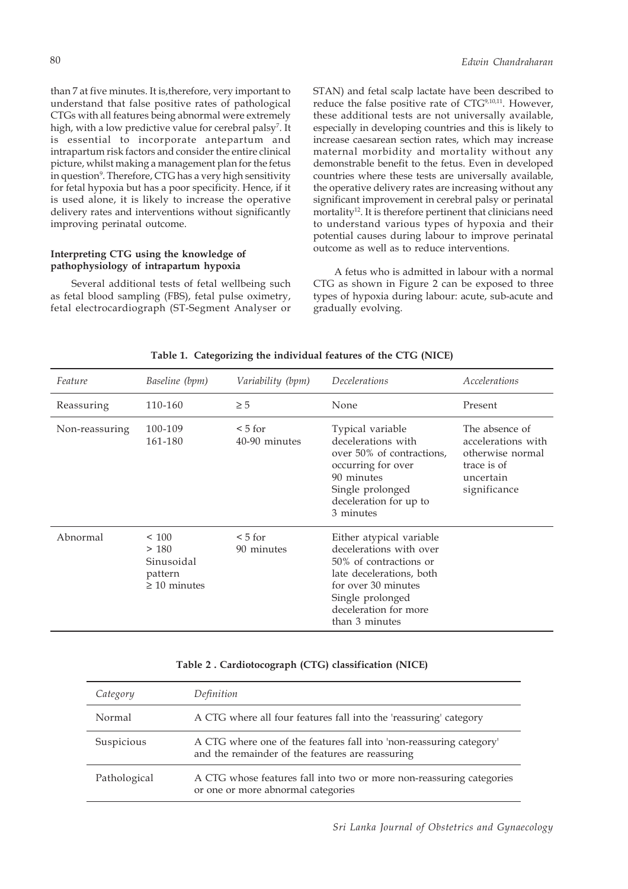than 7 at five minutes. It is,therefore, very important to understand that false positive rates of pathological CTGs with all features being abnormal were extremely high, with a low predictive value for cerebral palsy[7]. It is essential to incorporate antepartum and intrapartum risk factors and consider the entire clinical picture, whilst making a management plan for the fetus in question[9]. Therefore, CTG has a very high sensitivity for fetal hypoxia but has a poor specificity. Hence, if it is used alone, it is likely to increase the operative delivery rates and interventions without significantly improving perinatal outcome.

**Interpreting CTG using the knowledge of pathophysiology of intrapartum hypoxia**

Several additional tests of fetal wellbeing such as fetal blood sampling (FBS), fetal pulse oximetry, fetal electrocardiograph (ST-Segment Analyser or STAN) and fetal scalp lactate have been described to reduce the false positive rate of CTG[9,10,11]. However, these additional tests are not universally available, especially in developing countries and this is likely to increase caesarean section rates, which may increase maternal morbidity and mortality without any demonstrable benefit to the fetus. Even in developed countries where these tests are universally available, the operative delivery rates are increasing without any significant improvement in cerebral palsy or perinatal mortality[12]. It is therefore pertinent that clinicians need to understand various types of hypoxia and their potential causes during labour to improve perinatal outcome as well as to reduce interventions.

A fetus who is admitted in labour with a normal CTG as shown in Figure 2 can be exposed to three types of hypoxia during labour: acute, sub-acute and gradually evolving.

**Table 1. Categorizing the individual features of the CTG (NICE)**

| *Feature* | *Baseline (bpm)* | *Variability (bpm)* | *Decelerations* | *Accelerations* |
|---|---|---|---|---|
| Reassuring | 110-160 | ≥ 5 | None | Present |
| Non-reassuring | 100-109<br>161-180 | < 5 for 40-90 minutes | Typical variable decelerations with over 50% of contractions, occurring for over 90 minutes<br>Single prolonged deceleration for up to 3 minutes | The absence of accelerations with otherwise normal trace is of uncertain significance |
| Abnormal | < 100<br>> 180<br>Sinusoidal pattern ≥ 10 minutes | < 5 for 90 minutes | Either atypical variable decelerations with over 50% of contractions or late decelerations, both for over 30 minutes<br>Single prolonged deceleration for more than 3 minutes | |

**Table 2 . Cardiotocograph (CTG) classification (NICE)**

| *Category* | *Definition* |
|---|---|
| Normal | A CTG where all four features fall into the 'reassuring' category |
| Suspicious | A CTG where one of the features fall into 'non-reassuring category' and the remainder of the features are reassuring |
| Pathological | A CTG whose features fall into two or more non-reassuring categories or one or more abnormal categories |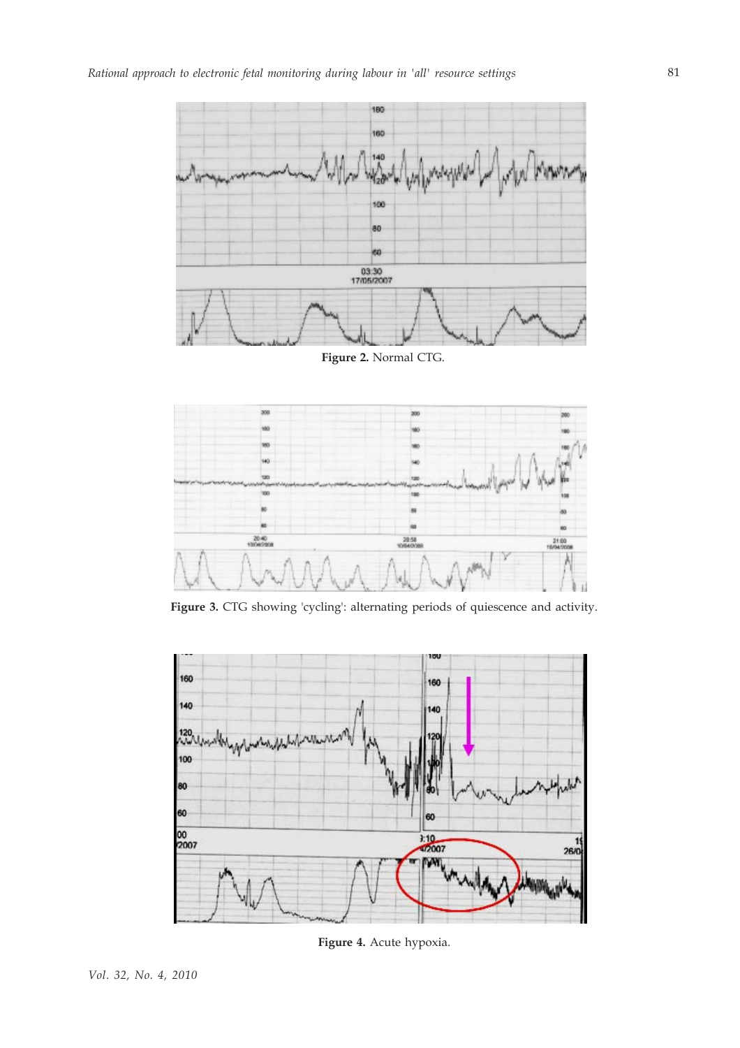**Figure 2.** Normal CTG.

**Figure 3.** CTG showing 'cycling': alternating periods of quiescence and activity.

**Figure 4.** Acute hypoxia.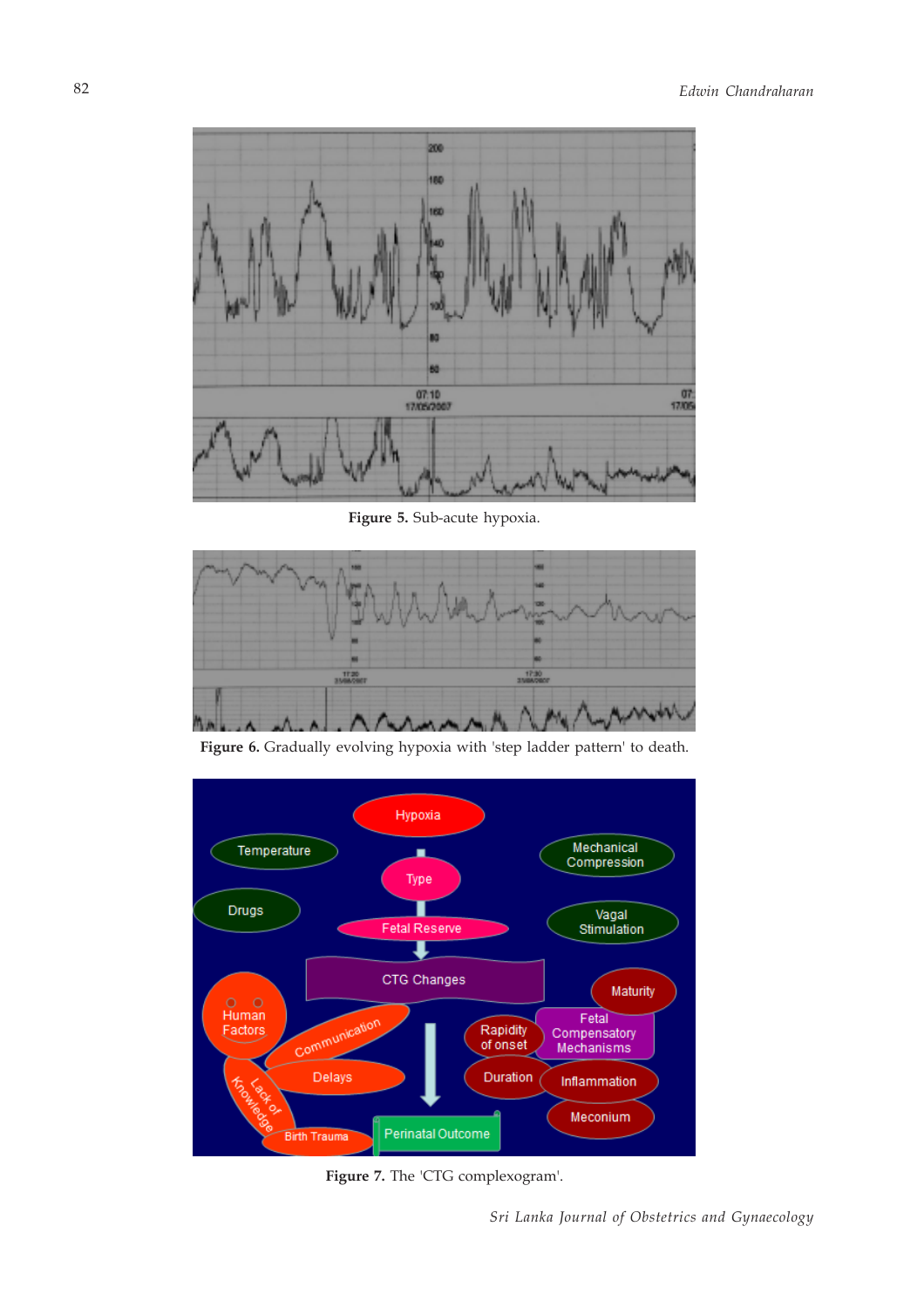**Figure 5.** Sub-acute hypoxia.

**Figure 6.** Gradually evolving hypoxia with 'step ladder pattern' to death.

**Figure 7.** The 'CTG complexogram'.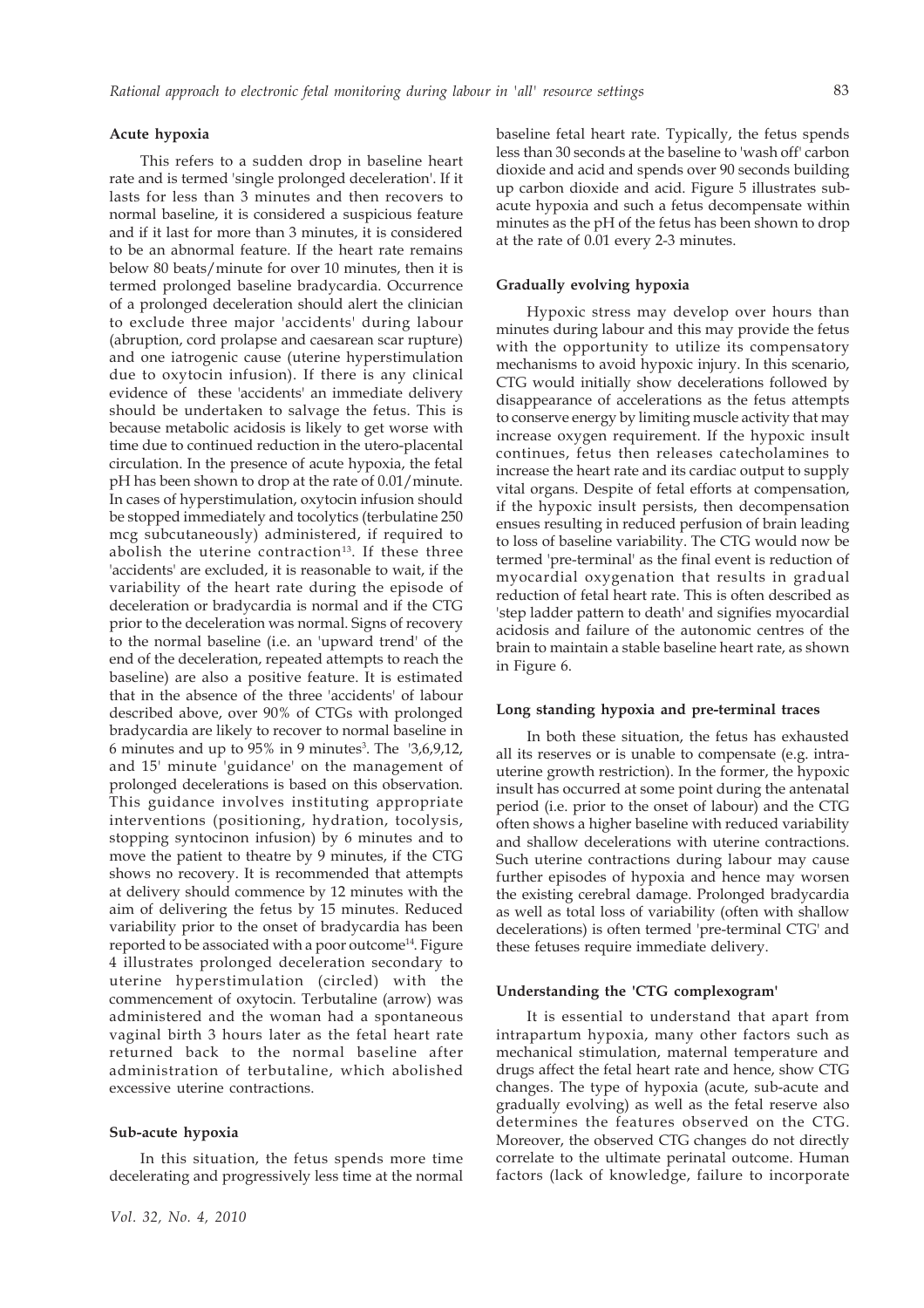### Acute hypoxia

This refers to a sudden drop in baseline heart rate and is termed 'single prolonged deceleration'. If it lasts for less than 3 minutes and then recovers to normal baseline, it is considered a suspicious feature and if it last for more than 3 minutes, it is considered to be an abnormal feature. If the heart rate remains below 80 beats/minute for over 10 minutes, then it is termed prolonged baseline bradycardia. Occurrence of a prolonged deceleration should alert the clinician to exclude three major 'accidents' during labour (abruption, cord prolapse and caesarean scar rupture) and one iatrogenic cause (uterine hyperstimulation due to oxytocin infusion). If there is any clinical evidence of these 'accidents' an immediate delivery should be undertaken to salvage the fetus. This is because metabolic acidosis is likely to get worse with time due to continued reduction in the utero-placental circulation. In the presence of acute hypoxia, the fetal pH has been shown to drop at the rate of 0.01/minute. In cases of hyperstimulation, oxytocin infusion should be stopped immediately and tocolytics (terbulatine 250 mcg subcutaneously) administered, if required to abolish the uterine contraction[13]. If these three 'accidents' are excluded, it is reasonable to wait, if the variability of the heart rate during the episode of deceleration or bradycardia is normal and if the CTG prior to the deceleration was normal. Signs of recovery to the normal baseline (i.e. an 'upward trend' of the end of the deceleration, repeated attempts to reach the baseline) are also a positive feature. It is estimated that in the absence of the three 'accidents' of labour described above, over 90% of CTGs with prolonged bradycardia are likely to recover to normal baseline in 6 minutes and up to 95% in 9 minutes[3]. The '3,6,9,12, and 15' minute 'guidance' on the management of prolonged decelerations is based on this observation. This guidance involves instituting appropriate interventions (positioning, hydration, tocolysis, stopping syntocinon infusion) by 6 minutes and to move the patient to theatre by 9 minutes, if the CTG shows no recovery. It is recommended that attempts at delivery should commence by 12 minutes with the aim of delivering the fetus by 15 minutes. Reduced variability prior to the onset of bradycardia has been reported to be associated with a poor outcome[14]. Figure 4 illustrates prolonged deceleration secondary to uterine hyperstimulation (circled) with the commencement of oxytocin. Terbutaline (arrow) was administered and the woman had a spontaneous vaginal birth 3 hours later as the fetal heart rate returned back to the normal baseline after administration of terbutaline, which abolished excessive uterine contractions.

### Sub-acute hypoxia

In this situation, the fetus spends more time decelerating and progressively less time at the normal baseline fetal heart rate. Typically, the fetus spends less than 30 seconds at the baseline to 'wash off' carbon dioxide and acid and spends over 90 seconds building up carbon dioxide and acid. Figure 5 illustrates sub-acute hypoxia and such a fetus decompensate within minutes as the pH of the fetus has been shown to drop at the rate of 0.01 every 2-3 minutes.

### Gradually evolving hypoxia

Hypoxic stress may develop over hours than minutes during labour and this may provide the fetus with the opportunity to utilize its compensatory mechanisms to avoid hypoxic injury. In this scenario, CTG would initially show decelerations followed by disappearance of accelerations as the fetus attempts to conserve energy by limiting muscle activity that may increase oxygen requirement. If the hypoxic insult continues, fetus then releases catecholamines to increase the heart rate and its cardiac output to supply vital organs. Despite of fetal efforts at compensation, if the hypoxic insult persists, then decompensation ensues resulting in reduced perfusion of brain leading to loss of baseline variability. The CTG would now be termed 'pre-terminal' as the final event is reduction of myocardial oxygenation that results in gradual reduction of fetal heart rate. This is often described as 'step ladder pattern to death' and signifies myocardial acidosis and failure of the autonomic centres of the brain to maintain a stable baseline heart rate, as shown in Figure 6.

### Long standing hypoxia and pre-terminal traces

In both these situation, the fetus has exhausted all its reserves or is unable to compensate (e.g. intra-uterine growth restriction). In the former, the hypoxic insult has occurred at some point during the antenatal period (i.e. prior to the onset of labour) and the CTG often shows a higher baseline with reduced variability and shallow decelerations with uterine contractions. Such uterine contractions during labour may cause further episodes of hypoxia and hence may worsen the existing cerebral damage. Prolonged bradycardia as well as total loss of variability (often with shallow decelerations) is often termed 'pre-terminal CTG' and these fetuses require immediate delivery.

### Understanding the 'CTG complexogram'

It is essential to understand that apart from intrapartum hypoxia, many other factors such as mechanical stimulation, maternal temperature and drugs affect the fetal heart rate and hence, show CTG changes. The type of hypoxia (acute, sub-acute and gradually evolving) as well as the fetal reserve also determines the features observed on the CTG. Moreover, the observed CTG changes do not directly correlate to the ultimate perinatal outcome. Human factors (lack of knowledge, failure to incorporate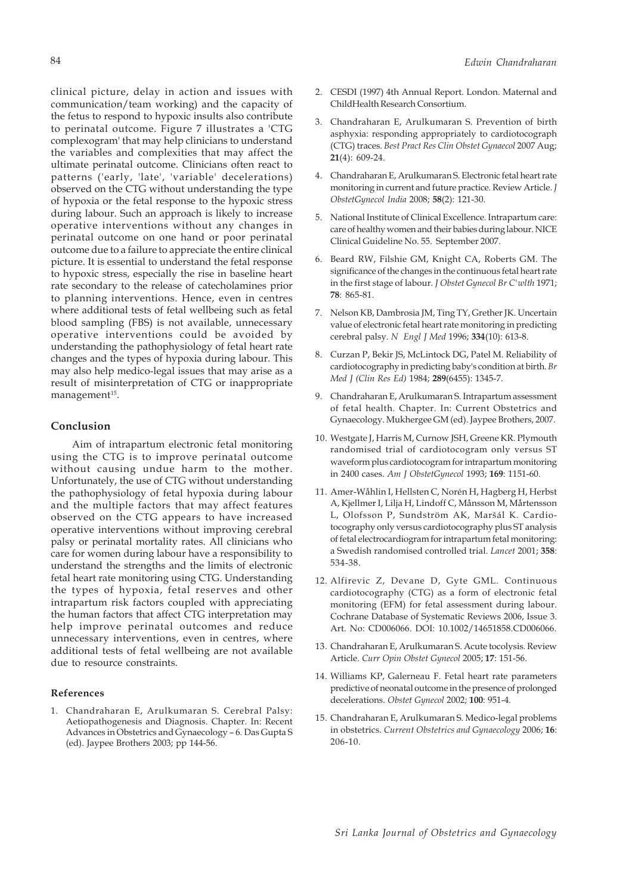clinical picture, delay in action and issues with communication/team working) and the capacity of the fetus to respond to hypoxic insults also contribute to perinatal outcome. Figure 7 illustrates a 'CTG complexogram' that may help clinicians to understand the variables and complexities that may affect the ultimate perinatal outcome. Clinicians often react to patterns ('early, 'late', 'variable' decelerations) observed on the CTG without understanding the type of hypoxia or the fetal response to the hypoxic stress during labour. Such an approach is likely to increase operative interventions without any changes in perinatal outcome on one hand or poor perinatal outcome due to a failure to appreciate the entire clinical picture. It is essential to understand the fetal response to hypoxic stress, especially the rise in baseline heart rate secondary to the release of catecholamines prior to planning interventions. Hence, even in centres where additional tests of fetal wellbeing such as fetal blood sampling (FBS) is not available, unnecessary operative interventions could be avoided by understanding the pathophysiology of fetal heart rate changes and the types of hypoxia during labour. This may also help medico-legal issues that may arise as a result of misinterpretation of CTG or inappropriate management[15].

## Conclusion

Aim of intrapartum electronic fetal monitoring using the CTG is to improve perinatal outcome without causing undue harm to the mother. Unfortunately, the use of CTG without understanding the pathophysiology of fetal hypoxia during labour and the multiple factors that may affect features observed on the CTG appears to have increased operative interventions without improving cerebral palsy or perinatal mortality rates. All clinicians who care for women during labour have a responsibility to understand the strengths and the limits of electronic fetal heart rate monitoring using CTG. Understanding the types of hypoxia, fetal reserves and other intrapartum risk factors coupled with appreciating the human factors that affect CTG interpretation may help improve perinatal outcomes and reduce unnecessary interventions, even in centres, where additional tests of fetal wellbeing are not available due to resource constraints.

### References

1. Chandraharan E, Arulkumaran S. Cerebral Palsy: Aetiopathogenesis and Diagnosis. Chapter. In: Recent Advances in Obstetrics and Gynaecology – 6. Das Gupta S (ed). Jaypee Brothers 2003; pp 144-56.
2. CESDI (1997) 4th Annual Report. London. Maternal and ChildHealth Research Consortium.
3. Chandraharan E, Arulkumaran S. Prevention of birth asphyxia: responding appropriately to cardiotocograph (CTG) traces. *Best Pract Res Clin Obstet Gynaecol* 2007 Aug; **21**(4): 609-24.
4. Chandraharan E, Arulkumaran S. Electronic fetal heart rate monitoring in current and future practice. Review Article. *J ObstetGynecol India* 2008; **58**(2): 121-30.
5. National Institute of Clinical Excellence. Intrapartum care: care of healthy women and their babies during labour. NICE Clinical Guideline No. 55. September 2007.
6. Beard RW, Filshie GM, Knight CA, Roberts GM. The significance of the changes in the continuous fetal heart rate in the first stage of labour. *J Obstet Gynecol Br C'wlth* 1971; **78**: 865-81.
7. Nelson KB, Dambrosia JM, Ting TY, Grether JK. Uncertain value of electronic fetal heart rate monitoring in predicting cerebral palsy. *N Engl J Med* 1996; **334**(10): 613-8.
8. Curzan P, Bekir JS, McLintock DG, Patel M. Reliability of cardiotocography in predicting baby's condition at birth. *Br Med J (Clin Res Ed)* 1984; **289**(6455): 1345-7.
9. Chandraharan E, Arulkumaran S. Intrapartum assessment of fetal health. Chapter. In: Current Obstetrics and Gynaecology. Mukhergee GM (ed). Jaypee Brothers, 2007.
10. Westgate J, Harris M, Curnow JSH, Greene KR. Plymouth randomised trial of cardiotocogram only versus ST waveform plus cardiotocogram for intrapartum monitoring in 2400 cases. *Am J ObstetGynecol* 1993; **169**: 1151-60.
11. Amer-Wåhlin I, Hellsten C, Norén H, Hagberg H, Herbst A, Kjellmer I, Lilja H, Lindoff C, Månsson M, Mårtensson L, Olofsson P, Sundström AK, Maršál K. Cardiotocography only versus cardiotocography plus ST analysis of fetal electrocardiogram for intrapartum fetal monitoring: a Swedish randomised controlled trial. *Lancet* 2001; **358**: 534-38.
12. Alfirevic Z, Devane D, Gyte GML. Continuous cardiotocography (CTG) as a form of electronic fetal monitoring (EFM) for fetal assessment during labour. Cochrane Database of Systematic Reviews 2006, Issue 3. Art. No: CD006066. DOI: 10.1002/14651858.CD006066.
13. Chandraharan E, Arulkumaran S. Acute tocolysis. Review Article. *Curr Opin Obstet Gynecol* 2005; **17**: 151-56.
14. Williams KP, Galerneau F. Fetal heart rate parameters predictive of neonatal outcome in the presence of prolonged decelerations. *Obstet Gynecol* 2002; **100**: 951-4.
15. Chandraharan E, Arulkumaran S. Medico-legal problems in obstetrics. *Current Obstetrics and Gynaecology* 2006; **16**: 206-10.